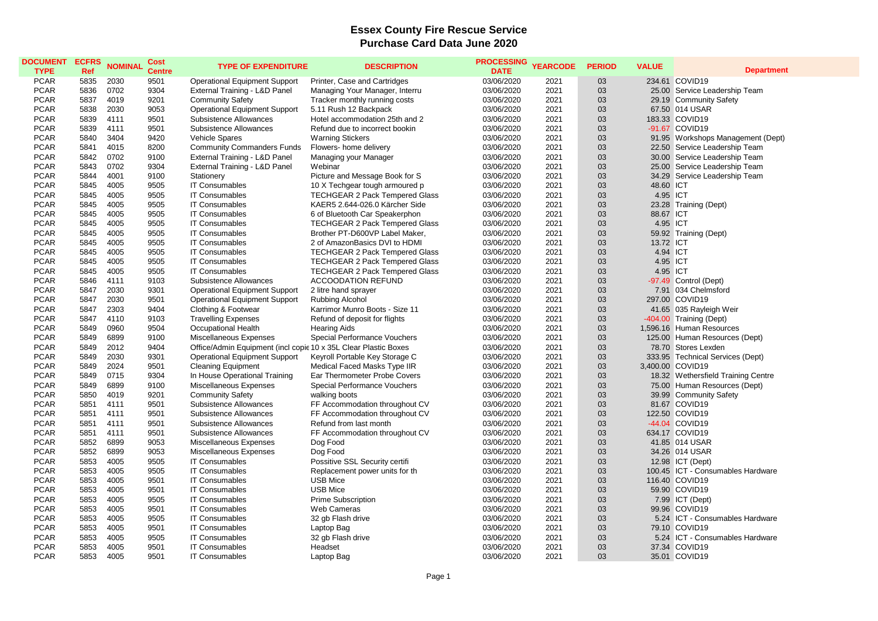# Essex County Fire Rescue Service
## Purchase Card Data June 2020

| DOCUMENT TYPE | ECFRS Ref | NOMINAL | Cost Centre | TYPE OF EXPENDITURE | DESCRIPTION | PROCESSING DATE | YEARCODE | PERIOD | VALUE | Department |
|---|---|---|---|---|---|---|---|---|---|---|
| PCAR | 5835 | 2030 | 9501 | Operational Equipment Support | Printer, Case and Cartridges | 03/06/2020 | 2021 | 03 | 234.61 | COVID19 |
| PCAR | 5836 | 0702 | 9304 | External Training - L&D Panel | Managing Your Manager, Interru | 03/06/2020 | 2021 | 03 | 25.00 | Service Leadership Team |
| PCAR | 5837 | 4019 | 9201 | Community Safety | Tracker monthly running costs | 03/06/2020 | 2021 | 03 | 29.19 | Community Safety |
| PCAR | 5838 | 2030 | 9053 | Operational Equipment Support | 5.11 Rush 12 Backpack | 03/06/2020 | 2021 | 03 | 67.50 | 014 USAR |
| PCAR | 5839 | 4111 | 9501 | Subsistence Allowances | Hotel accommodation 25th and 2 | 03/06/2020 | 2021 | 03 | 183.33 | COVID19 |
| PCAR | 5839 | 4111 | 9501 | Subsistence Allowances | Refund due to incorrect bookin | 03/06/2020 | 2021 | 03 | -91.67 | COVID19 |
| PCAR | 5840 | 3404 | 9420 | Vehicle Spares | Warning Stickers | 03/06/2020 | 2021 | 03 | 91.95 | Workshops Management (Dept) |
| PCAR | 5841 | 4015 | 8200 | Community Commanders Funds | Flowers- home delivery | 03/06/2020 | 2021 | 03 | 22.50 | Service Leadership Team |
| PCAR | 5842 | 0702 | 9100 | External Training - L&D Panel | Managing your Manager | 03/06/2020 | 2021 | 03 | 30.00 | Service Leadership Team |
| PCAR | 5843 | 0702 | 9304 | External Training - L&D Panel | Webinar | 03/06/2020 | 2021 | 03 | 25.00 | Service Leadership Team |
| PCAR | 5844 | 4001 | 9100 | Stationery | Picture and Message Book for S | 03/06/2020 | 2021 | 03 | 34.29 | Service Leadership Team |
| PCAR | 5845 | 4005 | 9505 | IT Consumables | 10 X Techgear tough armoured p | 03/06/2020 | 2021 | 03 | 48.60 | ICT |
| PCAR | 5845 | 4005 | 9505 | IT Consumables | TECHGEAR 2 Pack Tempered Glass | 03/06/2020 | 2021 | 03 | 4.95 | ICT |
| PCAR | 5845 | 4005 | 9505 | IT Consumables | KAER5 2.644-026.0 Kärcher Side | 03/06/2020 | 2021 | 03 | 23.28 | Training (Dept) |
| PCAR | 5845 | 4005 | 9505 | IT Consumables | 6 of Bluetooth Car Speakerphon | 03/06/2020 | 2021 | 03 | 88.67 | ICT |
| PCAR | 5845 | 4005 | 9505 | IT Consumables | TECHGEAR 2 Pack Tempered Glass | 03/06/2020 | 2021 | 03 | 4.95 | ICT |
| PCAR | 5845 | 4005 | 9505 | IT Consumables | Brother PT-D600VP Label Maker, | 03/06/2020 | 2021 | 03 | 59.92 | Training (Dept) |
| PCAR | 5845 | 4005 | 9505 | IT Consumables | 2 of AmazonBasics DVI to HDMI | 03/06/2020 | 2021 | 03 | 13.72 | ICT |
| PCAR | 5845 | 4005 | 9505 | IT Consumables | TECHGEAR 2 Pack Tempered Glass | 03/06/2020 | 2021 | 03 | 4.94 | ICT |
| PCAR | 5845 | 4005 | 9505 | IT Consumables | TECHGEAR 2 Pack Tempered Glass | 03/06/2020 | 2021 | 03 | 4.95 | ICT |
| PCAR | 5845 | 4005 | 9505 | IT Consumables | TECHGEAR 2 Pack Tempered Glass | 03/06/2020 | 2021 | 03 | 4.95 | ICT |
| PCAR | 5846 | 4111 | 9103 | Subsistence Allowances | ACCOODATION REFUND | 03/06/2020 | 2021 | 03 | -97.49 | Control (Dept) |
| PCAR | 5847 | 2030 | 9301 | Operational Equipment Support | 2 litre hand sprayer | 03/06/2020 | 2021 | 03 | 7.91 | 034 Chelmsford |
| PCAR | 5847 | 2030 | 9501 | Operational Equipment Support | Rubbing Alcohol | 03/06/2020 | 2021 | 03 | 297.00 | COVID19 |
| PCAR | 5847 | 2303 | 9404 | Clothing & Footwear | Karrimor Munro Boots - Size 11 | 03/06/2020 | 2021 | 03 | 41.65 | 035 Rayleigh Weir |
| PCAR | 5847 | 4110 | 9103 | Travelling Expenses | Refund of deposit for flights | 03/06/2020 | 2021 | 03 | -404.00 | Training (Dept) |
| PCAR | 5849 | 0960 | 9504 | Occupational Health | Hearing Aids | 03/06/2020 | 2021 | 03 | 1,596.16 | Human Resources |
| PCAR | 5849 | 6899 | 9100 | Miscellaneous Expenses | Special Performance Vouchers | 03/06/2020 | 2021 | 03 | 125.00 | Human Resources (Dept) |
| PCAR | 5849 | 2012 | 9404 | Office/Admin Equipment (incl copie | 10 x 35L Clear Plastic Boxes | 03/06/2020 | 2021 | 03 | 78.70 | Stores Lexden |
| PCAR | 5849 | 2030 | 9301 | Operational Equipment Support | Keyroll Portable Key Storage C | 03/06/2020 | 2021 | 03 | 333.95 | Technical Services (Dept) |
| PCAR | 5849 | 2024 | 9501 | Cleaning Equipment | Medical Faced Masks Type IIR | 03/06/2020 | 2021 | 03 | 3,400.00 | COVID19 |
| PCAR | 5849 | 0715 | 9304 | In House Operational Training | Ear Thermometer Probe Covers | 03/06/2020 | 2021 | 03 | 18.32 | Wethersfield Training Centre |
| PCAR | 5849 | 6899 | 9100 | Miscellaneous Expenses | Special Performance Vouchers | 03/06/2020 | 2021 | 03 | 75.00 | Human Resources (Dept) |
| PCAR | 5850 | 4019 | 9201 | Community Safety | walking boots | 03/06/2020 | 2021 | 03 | 39.99 | Community Safety |
| PCAR | 5851 | 4111 | 9501 | Subsistence Allowances | FF Accommodation throughout CV | 03/06/2020 | 2021 | 03 | 81.67 | COVID19 |
| PCAR | 5851 | 4111 | 9501 | Subsistence Allowances | FF Accommodation throughout CV | 03/06/2020 | 2021 | 03 | 122.50 | COVID19 |
| PCAR | 5851 | 4111 | 9501 | Subsistence Allowances | Refund from last month | 03/06/2020 | 2021 | 03 | -44.04 | COVID19 |
| PCAR | 5851 | 4111 | 9501 | Subsistence Allowances | FF Accommodation throughout CV | 03/06/2020 | 2021 | 03 | 634.17 | COVID19 |
| PCAR | 5852 | 6899 | 9053 | Miscellaneous Expenses | Dog Food | 03/06/2020 | 2021 | 03 | 41.85 | 014 USAR |
| PCAR | 5852 | 6899 | 9053 | Miscellaneous Expenses | Dog Food | 03/06/2020 | 2021 | 03 | 34.26 | 014 USAR |
| PCAR | 5853 | 4005 | 9505 | IT Consumables | Possitive SSL Security certifi | 03/06/2020 | 2021 | 03 | 12.98 | ICT (Dept) |
| PCAR | 5853 | 4005 | 9505 | IT Consumables | Replacement power units for th | 03/06/2020 | 2021 | 03 | 100.45 | ICT - Consumables Hardware |
| PCAR | 5853 | 4005 | 9501 | IT Consumables | USB Mice | 03/06/2020 | 2021 | 03 | 116.40 | COVID19 |
| PCAR | 5853 | 4005 | 9501 | IT Consumables | USB Mice | 03/06/2020 | 2021 | 03 | 59.90 | COVID19 |
| PCAR | 5853 | 4005 | 9505 | IT Consumables | Prime Subscription | 03/06/2020 | 2021 | 03 | 7.99 | ICT (Dept) |
| PCAR | 5853 | 4005 | 9501 | IT Consumables | Web Cameras | 03/06/2020 | 2021 | 03 | 99.96 | COVID19 |
| PCAR | 5853 | 4005 | 9505 | IT Consumables | 32 gb Flash drive | 03/06/2020 | 2021 | 03 | 5.24 | ICT - Consumables Hardware |
| PCAR | 5853 | 4005 | 9501 | IT Consumables | Laptop Bag | 03/06/2020 | 2021 | 03 | 79.10 | COVID19 |
| PCAR | 5853 | 4005 | 9505 | IT Consumables | 32 gb Flash drive | 03/06/2020 | 2021 | 03 | 5.24 | ICT - Consumables Hardware |
| PCAR | 5853 | 4005 | 9501 | IT Consumables | Headset | 03/06/2020 | 2021 | 03 | 37.34 | COVID19 |
| PCAR | 5853 | 4005 | 9501 | IT Consumables | Laptop Bag | 03/06/2020 | 2021 | 03 | 35.01 | COVID19 |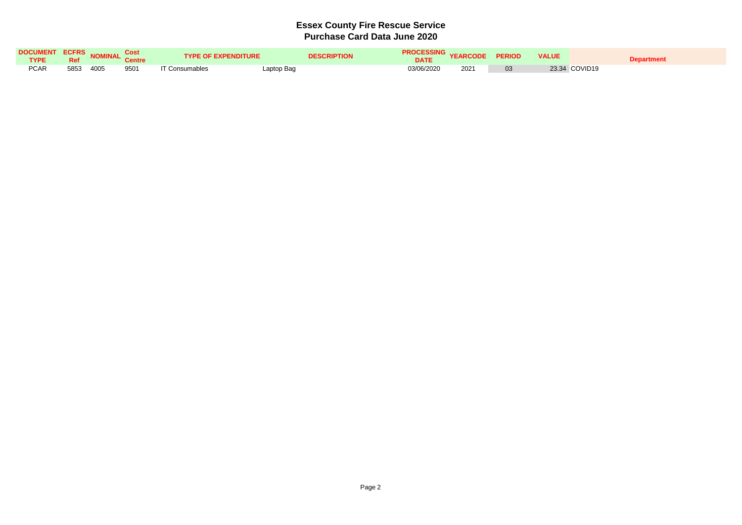# Essex County Fire Rescue Service
## Purchase Card Data June 2020

| DOCUMENT TYPE | ECFRS Ref | NOMINAL | Cost Centre | TYPE OF EXPENDITURE | DESCRIPTION | PROCESSING DATE | YEARCODE | PERIOD | VALUE | Department |
|---|---|---|---|---|---|---|---|---|---|---|
| PCAR | 5853 | 4005 | 9501 | IT Consumables | Laptop Bag | 03/06/2020 | 2021 | 03 | 23.34 | COVID19 |